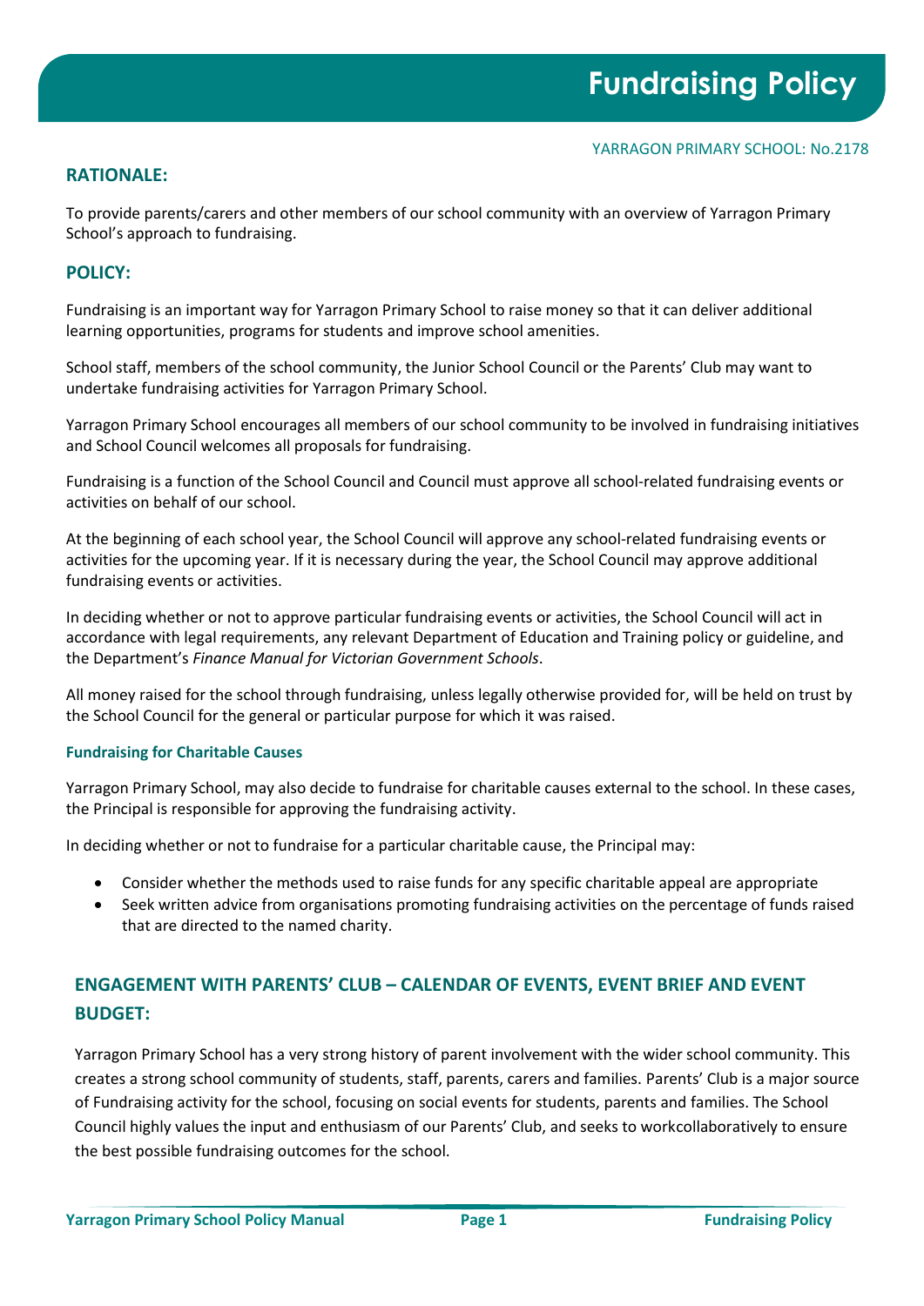# Fundraising Policy

YARRAGON PRIMARY SCHOOL: No.2178

## RATIONALE:

To provide parents/carers and other members of our school community with an overview of Yarragon Primary School's approach to fundraising.

## POLICY:

Fundraising is an important way for Yarragon Primary School to raise money so that it can deliver additional learning opportunities, programs for students and improve school amenities.

School staff, members of the school community, the Junior School Council or the Parents' Club may want to undertake fundraising activities for Yarragon Primary School.

Yarragon Primary School encourages all members of our school community to be involved in fundraising initiatives and School Council welcomes all proposals for fundraising.

Fundraising is a function of the School Council and Council must approve all school-related fundraising events or activities on behalf of our school.

At the beginning of each school year, the School Council will approve any school-related fundraising events or activities for the upcoming year. If it is necessary during the year, the School Council may approve additional fundraising events or activities.

In deciding whether or not to approve particular fundraising events or activities, the School Council will act in accordance with legal requirements, any relevant Department of Education and Training policy or guideline, and the Department's *Finance Manual for Victorian Government Schools*.

All money raised for the school through fundraising, unless legally otherwise provided for, will be held on trust by the School Council for the general or particular purpose for which it was raised.

### Fundraising for Charitable Causes

Yarragon Primary School, may also decide to fundraise for charitable causes external to the school. In these cases, the Principal is responsible for approving the fundraising activity.

In deciding whether or not to fundraise for a particular charitable cause, the Principal may:

- Consider whether the methods used to raise funds for any specific charitable appeal are appropriate
- Seek written advice from organisations promoting fundraising activities on the percentage of funds raised that are directed to the named charity.

## ENGAGEMENT WITH PARENTS' CLUB – CALENDAR OF EVENTS, EVENT BRIEF AND EVENT BUDGET:

Yarragon Primary School has a very strong history of parent involvement with the wider school community. This creates a strong school community of students, staff, parents, carers and families. Parents' Club is a major source of Fundraising activity for the school, focusing on social events for students, parents and families. The School Council highly values the input and enthusiasm of our Parents' Club, and seeks to workcollaboratively to ensure the best possible fundraising outcomes for the school.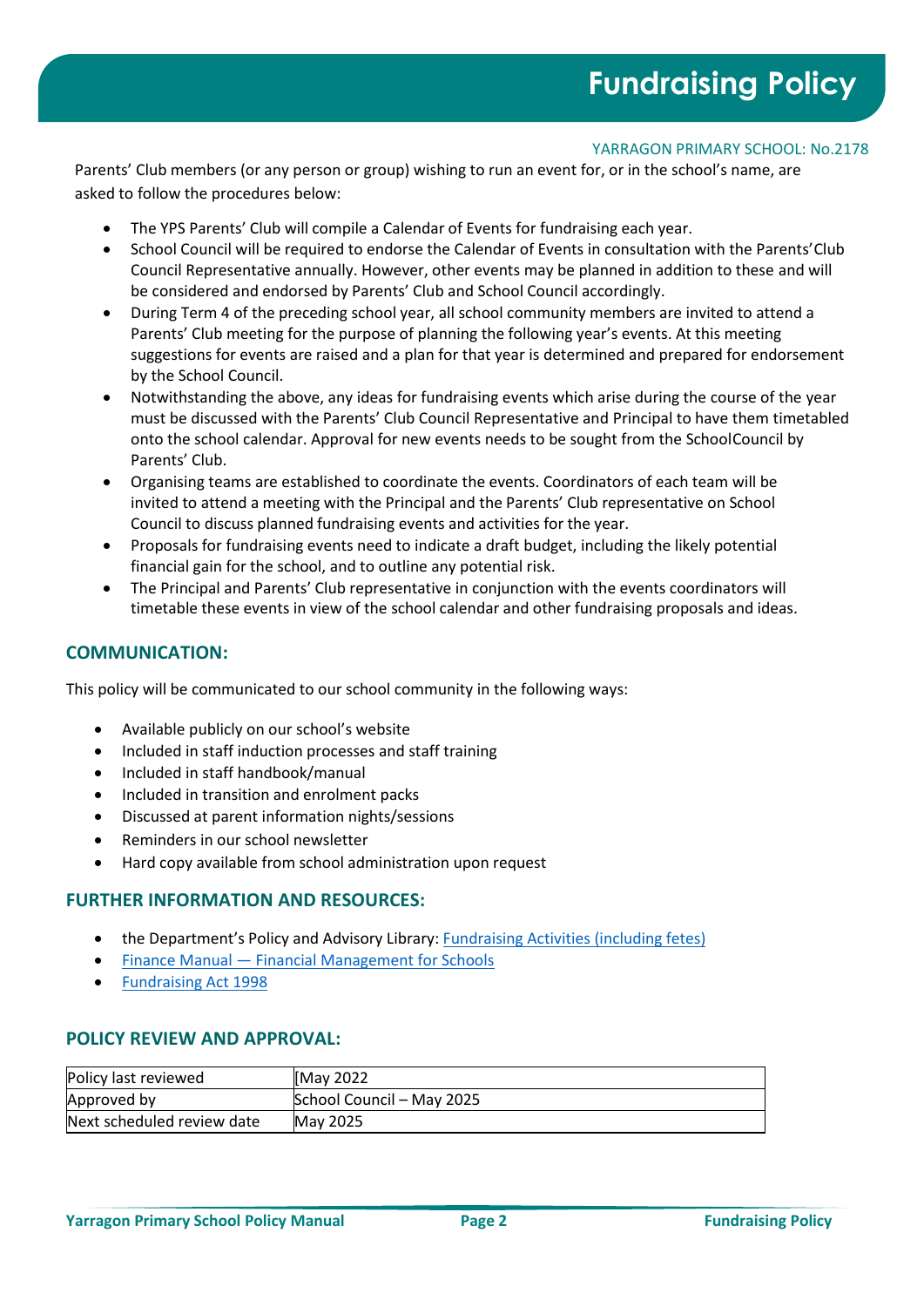Parents' Club members (or any person or group) wishing to run an event for, or in the school's name, are asked to follow the procedures below:

- The YPS Parents' Club will compile a Calendar of Events for fundraising each year.
- School Council will be required to endorse the Calendar of Events in consultation with the Parents'Club Council Representative annually. However, other events may be planned in addition to these and will be considered and endorsed by Parents' Club and School Council accordingly.
- During Term 4 of the preceding school year, all school community members are invited to attend a Parents' Club meeting for the purpose of planning the following year's events. At this meeting suggestions for events are raised and a plan for that year is determined and prepared for endorsement by the School Council.
- Notwithstanding the above, any ideas for fundraising events which arise during the course of the year must be discussed with the Parents' Club Council Representative and Principal to have them timetabled onto the school calendar. Approval for new events needs to be sought from the SchoolCouncil by Parents' Club.
- Organising teams are established to coordinate the events. Coordinators of each team will be invited to attend a meeting with the Principal and the Parents' Club representative on School Council to discuss planned fundraising events and activities for the year.
- Proposals for fundraising events need to indicate a draft budget, including the likely potential financial gain for the school, and to outline any potential risk.
- The Principal and Parents' Club representative in conjunction with the events coordinators will timetable these events in view of the school calendar and other fundraising proposals and ideas.

## COMMUNICATION:

This policy will be communicated to our school community in the following ways:

- Available publicly on our school's website
- Included in staff induction processes and staff training
- Included in staff handbook/manual
- Included in transition and enrolment packs
- Discussed at parent information nights/sessions
- Reminders in our school newsletter
- Hard copy available from school administration upon request

## FURTHER INFORMATION AND RESOURCES:

- the Department's Policy and Advisory Library: Fundraising Activities (including fetes)
- Finance Manual — Financial Management for Schools
- Fundraising Act 1998

## POLICY REVIEW AND APPROVAL:

| | |
|---|---|
| Policy last reviewed | [May 2022 |
| Approved by | School Council – May 2025 |
| Next scheduled review date | May 2025 |